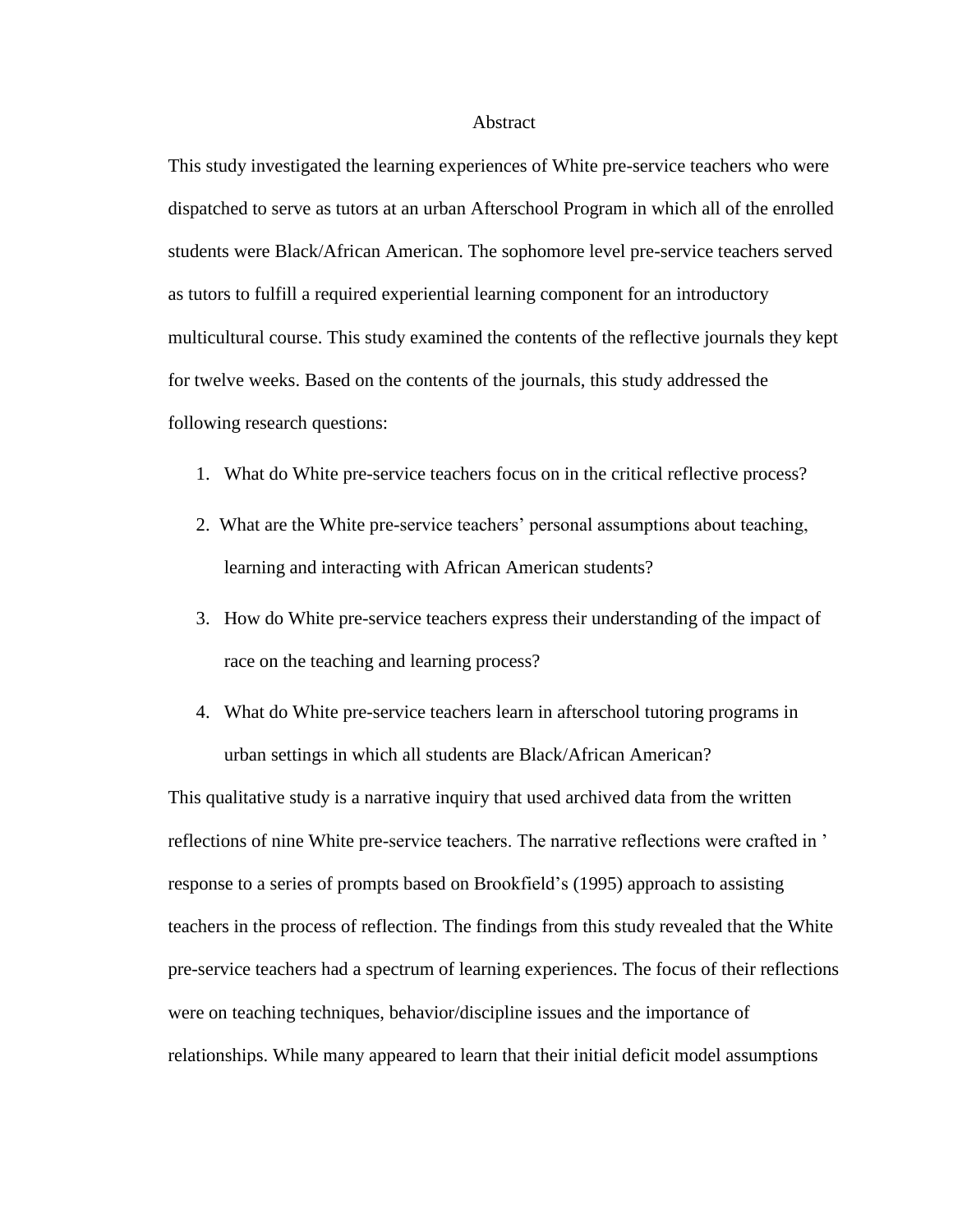# Abstract

This study investigated the learning experiences of White pre-service teachers who were dispatched to serve as tutors at an urban Afterschool Program in which all of the enrolled students were Black/African American. The sophomore level pre-service teachers served as tutors to fulfill a required experiential learning component for an introductory multicultural course. This study examined the contents of the reflective journals they kept for twelve weeks. Based on the contents of the journals, this study addressed the following research questions:

1. What do White pre-service teachers focus on in the critical reflective process?
2. What are the White pre-service teachers' personal assumptions about teaching, learning and interacting with African American students?
3. How do White pre-service teachers express their understanding of the impact of race on the teaching and learning process?
4. What do White pre-service teachers learn in afterschool tutoring programs in urban settings in which all students are Black/African American?

This qualitative study is a narrative inquiry that used archived data from the written reflections of nine White pre-service teachers. The narrative reflections were crafted in ' response to a series of prompts based on Brookfield's (1995) approach to assisting teachers in the process of reflection. The findings from this study revealed that the White pre-service teachers had a spectrum of learning experiences. The focus of their reflections were on teaching techniques, behavior/discipline issues and the importance of relationships. While many appeared to learn that their initial deficit model assumptions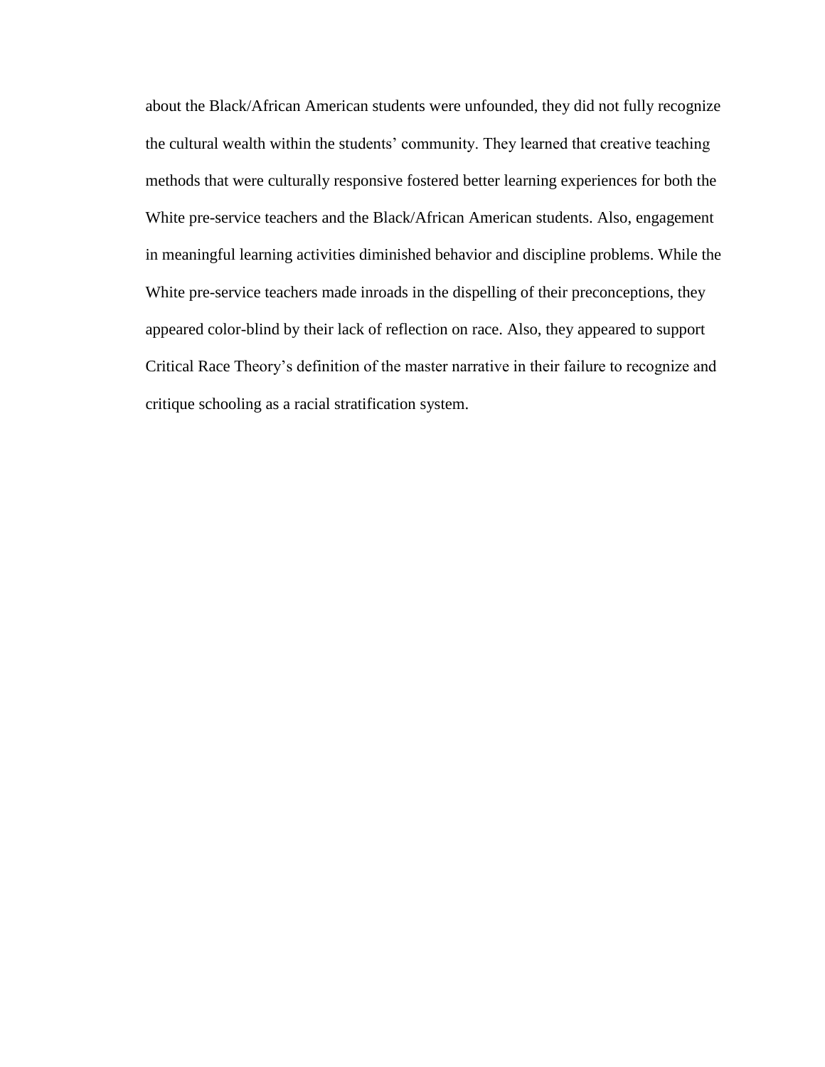about the Black/African American students were unfounded, they did not fully recognize the cultural wealth within the students' community. They learned that creative teaching methods that were culturally responsive fostered better learning experiences for both the White pre-service teachers and the Black/African American students. Also, engagement in meaningful learning activities diminished behavior and discipline problems. While the White pre-service teachers made inroads in the dispelling of their preconceptions, they appeared color-blind by their lack of reflection on race. Also, they appeared to support Critical Race Theory's definition of the master narrative in their failure to recognize and critique schooling as a racial stratification system.